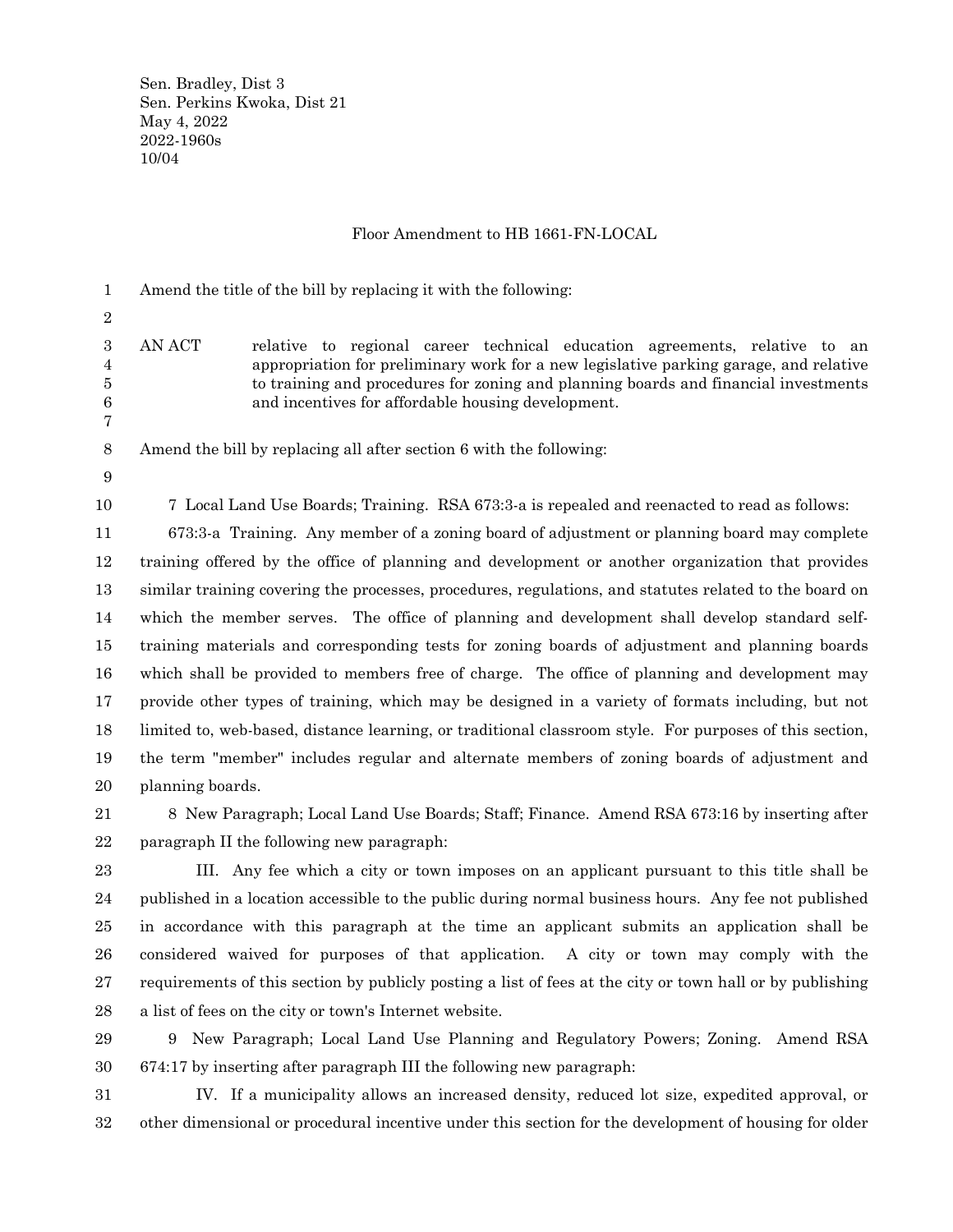Sen. Bradley, Dist 3
Sen. Perkins Kwoka, Dist 21
May 4, 2022
2022-1960s
10/04

Floor Amendment to HB 1661-FN-LOCAL

Amend the title of the bill by replacing it with the following:

AN ACT relative to regional career technical education agreements, relative to an appropriation for preliminary work for a new legislative parking garage, and relative to training and procedures for zoning and planning boards and financial investments and incentives for affordable housing development.

Amend the bill by replacing all after section 6 with the following:

7 Local Land Use Boards; Training. RSA 673:3-a is repealed and reenacted to read as follows:

673:3-a Training. Any member of a zoning board of adjustment or planning board may complete training offered by the office of planning and development or another organization that provides similar training covering the processes, procedures, regulations, and statutes related to the board on which the member serves. The office of planning and development shall develop standard self-training materials and corresponding tests for zoning boards of adjustment and planning boards which shall be provided to members free of charge. The office of planning and development may provide other types of training, which may be designed in a variety of formats including, but not limited to, web-based, distance learning, or traditional classroom style. For purposes of this section, the term "member" includes regular and alternate members of zoning boards of adjustment and planning boards.

8 New Paragraph; Local Land Use Boards; Staff; Finance. Amend RSA 673:16 by inserting after paragraph II the following new paragraph:

III. Any fee which a city or town imposes on an applicant pursuant to this title shall be published in a location accessible to the public during normal business hours. Any fee not published in accordance with this paragraph at the time an applicant submits an application shall be considered waived for purposes of that application. A city or town may comply with the requirements of this section by publicly posting a list of fees at the city or town hall or by publishing a list of fees on the city or town's Internet website.

9 New Paragraph; Local Land Use Planning and Regulatory Powers; Zoning. Amend RSA 674:17 by inserting after paragraph III the following new paragraph:

IV. If a municipality allows an increased density, reduced lot size, expedited approval, or other dimensional or procedural incentive under this section for the development of housing for older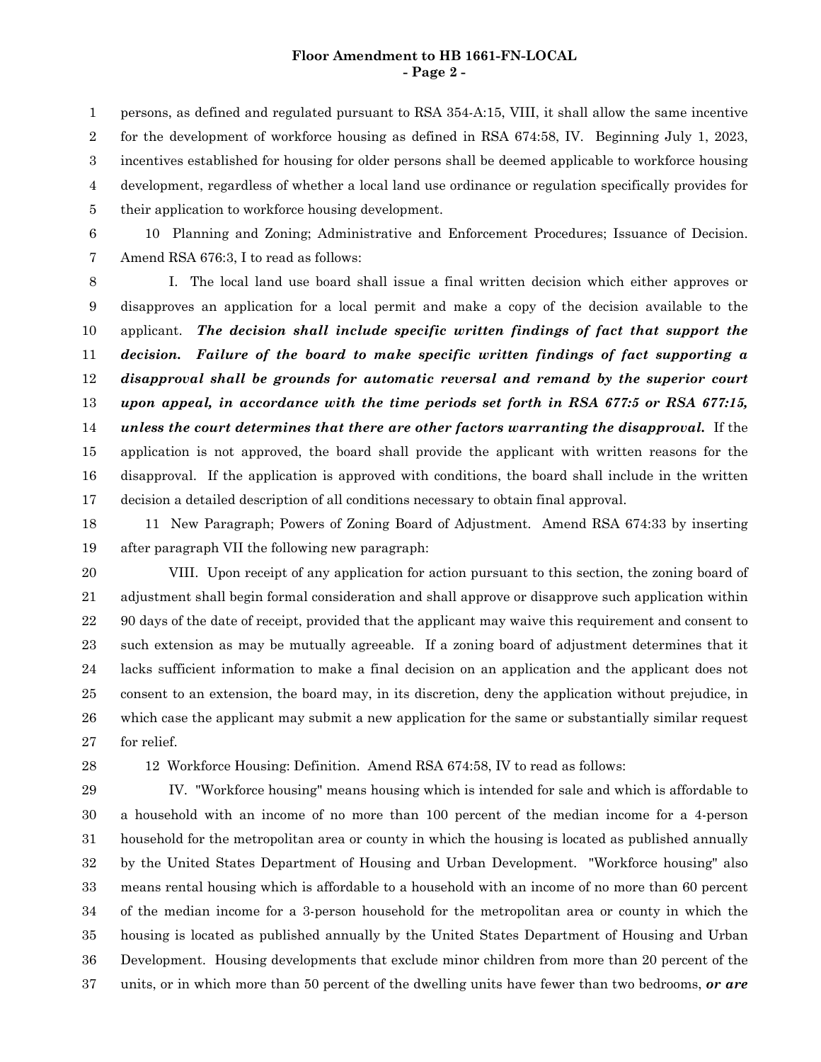persons, as defined and regulated pursuant to RSA 354-A:15, VIII, it shall allow the same incentive for the development of workforce housing as defined in RSA 674:58, IV. Beginning July 1, 2023, incentives established for housing for older persons shall be deemed applicable to workforce housing development, regardless of whether a local land use ordinance or regulation specifically provides for their application to workforce housing development.

10 Planning and Zoning; Administrative and Enforcement Procedures; Issuance of Decision. Amend RSA 676:3, I to read as follows:

I. The local land use board shall issue a final written decision which either approves or disapproves an application for a local permit and make a copy of the decision available to the applicant. ***The decision shall include specific written findings of fact that support the decision. Failure of the board to make specific written findings of fact supporting a disapproval shall be grounds for automatic reversal and remand by the superior court upon appeal, in accordance with the time periods set forth in RSA 677:5 or RSA 677:15, unless the court determines that there are other factors warranting the disapproval.*** If the application is not approved, the board shall provide the applicant with written reasons for the disapproval. If the application is approved with conditions, the board shall include in the written decision a detailed description of all conditions necessary to obtain final approval.

11 New Paragraph; Powers of Zoning Board of Adjustment. Amend RSA 674:33 by inserting after paragraph VII the following new paragraph:

VIII. Upon receipt of any application for action pursuant to this section, the zoning board of adjustment shall begin formal consideration and shall approve or disapprove such application within 90 days of the date of receipt, provided that the applicant may waive this requirement and consent to such extension as may be mutually agreeable. If a zoning board of adjustment determines that it lacks sufficient information to make a final decision on an application and the applicant does not consent to an extension, the board may, in its discretion, deny the application without prejudice, in which case the applicant may submit a new application for the same or substantially similar request for relief.

12 Workforce Housing: Definition. Amend RSA 674:58, IV to read as follows:

IV. "Workforce housing" means housing which is intended for sale and which is affordable to a household with an income of no more than 100 percent of the median income for a 4-person household for the metropolitan area or county in which the housing is located as published annually by the United States Department of Housing and Urban Development. "Workforce housing" also means rental housing which is affordable to a household with an income of no more than 60 percent of the median income for a 3-person household for the metropolitan area or county in which the housing is located as published annually by the United States Department of Housing and Urban Development. Housing developments that exclude minor children from more than 20 percent of the units, or in which more than 50 percent of the dwelling units have fewer than two bedrooms, ***or are***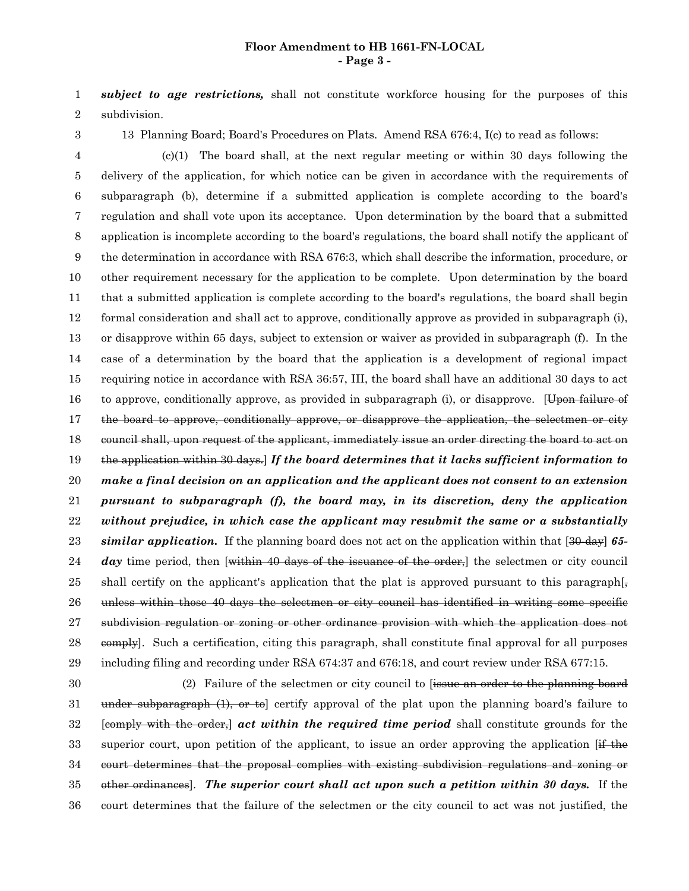***subject to age restrictions,*** shall not constitute workforce housing for the purposes of this subdivision.

13 Planning Board; Board's Procedures on Plats. Amend RSA 676:4, I(c) to read as follows:

(c)(1) The board shall, at the next regular meeting or within 30 days following the delivery of the application, for which notice can be given in accordance with the requirements of subparagraph (b), determine if a submitted application is complete according to the board's regulation and shall vote upon its acceptance. Upon determination by the board that a submitted application is incomplete according to the board's regulations, the board shall notify the applicant of the determination in accordance with RSA 676:3, which shall describe the information, procedure, or other requirement necessary for the application to be complete. Upon determination by the board that a submitted application is complete according to the board's regulations, the board shall begin formal consideration and shall act to approve, conditionally approve as provided in subparagraph (i), or disapprove within 65 days, subject to extension or waiver as provided in subparagraph (f). In the case of a determination by the board that the application is a development of regional impact requiring notice in accordance with RSA 36:57, III, the board shall have an additional 30 days to act to approve, conditionally approve, as provided in subparagraph (i), or disapprove. [~~Upon failure of the board to approve, conditionally approve, or disapprove the application, the selectmen or city council shall, upon request of the applicant, immediately issue an order directing the board to act on the application within 30 days.~~] ***If the board determines that it lacks sufficient information to make a final decision on an application and the applicant does not consent to an extension pursuant to subparagraph (f), the board may, in its discretion, deny the application without prejudice, in which case the applicant may resubmit the same or a substantially similar application.*** If the planning board does not act on the application within that [~~30-day~~] ***65-day*** time period, then [~~within 40 days of the issuance of the order,~~] the selectmen or city council shall certify on the applicant's application that the plat is approved pursuant to this paragraph[~~, unless within those 40 days the selectmen or city council has identified in writing some specific subdivision regulation or zoning or other ordinance provision with which the application does not comply~~]. Such a certification, citing this paragraph, shall constitute final approval for all purposes including filing and recording under RSA 674:37 and 676:18, and court review under RSA 677:15.

(2) Failure of the selectmen or city council to [~~issue an order to the planning board under subparagraph (1), or to~~] certify approval of the plat upon the planning board's failure to [~~comply with the order,~~] ***act within the required time period*** shall constitute grounds for the superior court, upon petition of the applicant, to issue an order approving the application [~~if the court determines that the proposal complies with existing subdivision regulations and zoning or other ordinances~~]. ***The superior court shall act upon such a petition within 30 days.*** If the court determines that the failure of the selectmen or the city council to act was not justified, the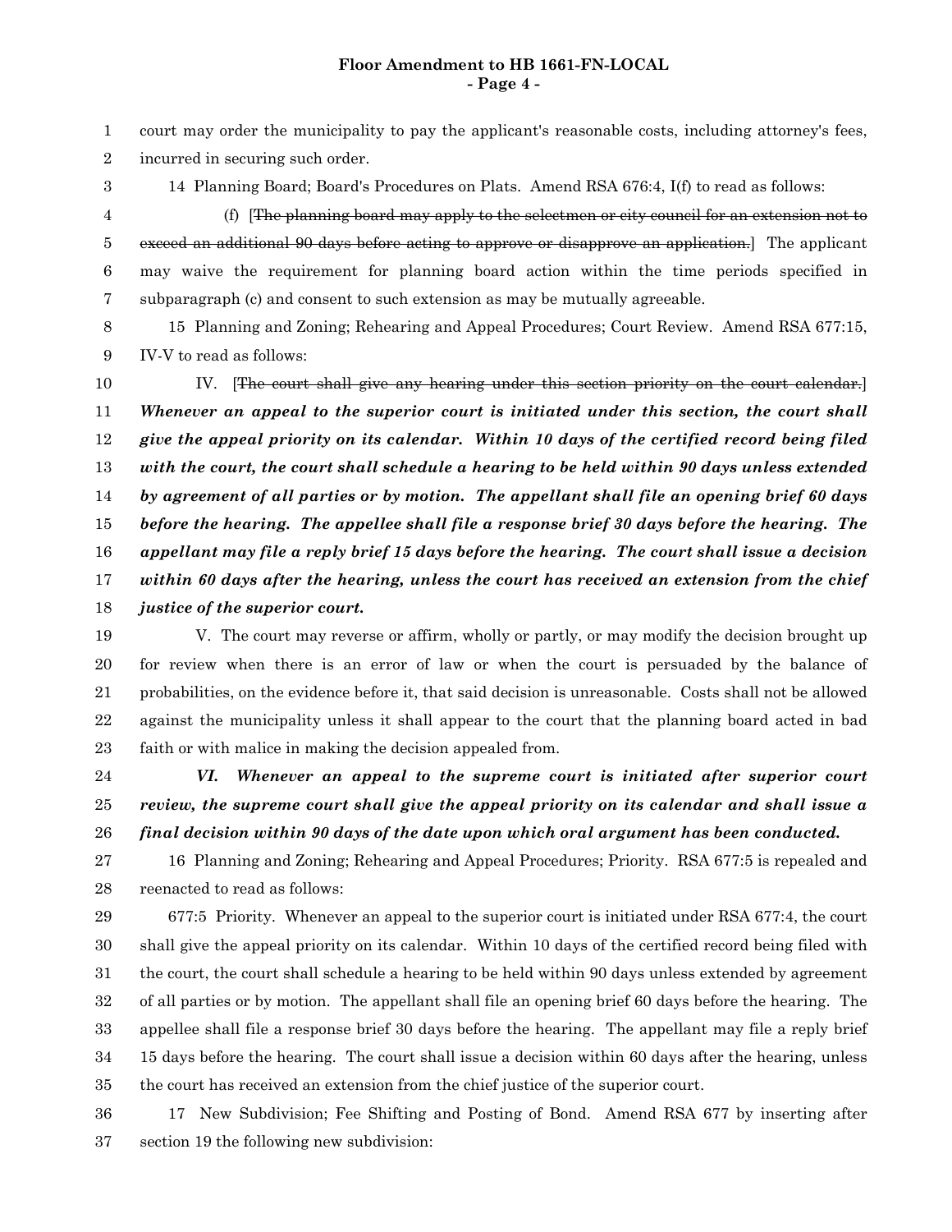court may order the municipality to pay the applicant's reasonable costs, including attorney's fees, incurred in securing such order.

14 Planning Board; Board's Procedures on Plats. Amend RSA 676:4, I(f) to read as follows:

(f) [~~The planning board may apply to the selectmen or city council for an extension not to exceed an additional 90 days before acting to approve or disapprove an application.~~] The applicant may waive the requirement for planning board action within the time periods specified in subparagraph (c) and consent to such extension as may be mutually agreeable.

15 Planning and Zoning; Rehearing and Appeal Procedures; Court Review. Amend RSA 677:15, IV-V to read as follows:

IV. [~~The court shall give any hearing under this section priority on the court calendar.~~] ***Whenever an appeal to the superior court is initiated under this section, the court shall give the appeal priority on its calendar. Within 10 days of the certified record being filed with the court, the court shall schedule a hearing to be held within 90 days unless extended by agreement of all parties or by motion. The appellant shall file an opening brief 60 days before the hearing. The appellee shall file a response brief 30 days before the hearing. The appellant may file a reply brief 15 days before the hearing. The court shall issue a decision within 60 days after the hearing, unless the court has received an extension from the chief justice of the superior court.***

V. The court may reverse or affirm, wholly or partly, or may modify the decision brought up for review when there is an error of law or when the court is persuaded by the balance of probabilities, on the evidence before it, that said decision is unreasonable. Costs shall not be allowed against the municipality unless it shall appear to the court that the planning board acted in bad faith or with malice in making the decision appealed from.

***VI. Whenever an appeal to the supreme court is initiated after superior court review, the supreme court shall give the appeal priority on its calendar and shall issue a final decision within 90 days of the date upon which oral argument has been conducted.***

16 Planning and Zoning; Rehearing and Appeal Procedures; Priority. RSA 677:5 is repealed and reenacted to read as follows:

677:5 Priority. Whenever an appeal to the superior court is initiated under RSA 677:4, the court shall give the appeal priority on its calendar. Within 10 days of the certified record being filed with the court, the court shall schedule a hearing to be held within 90 days unless extended by agreement of all parties or by motion. The appellant shall file an opening brief 60 days before the hearing. The appellee shall file a response brief 30 days before the hearing. The appellant may file a reply brief 15 days before the hearing. The court shall issue a decision within 60 days after the hearing, unless the court has received an extension from the chief justice of the superior court.

17 New Subdivision; Fee Shifting and Posting of Bond. Amend RSA 677 by inserting after section 19 the following new subdivision: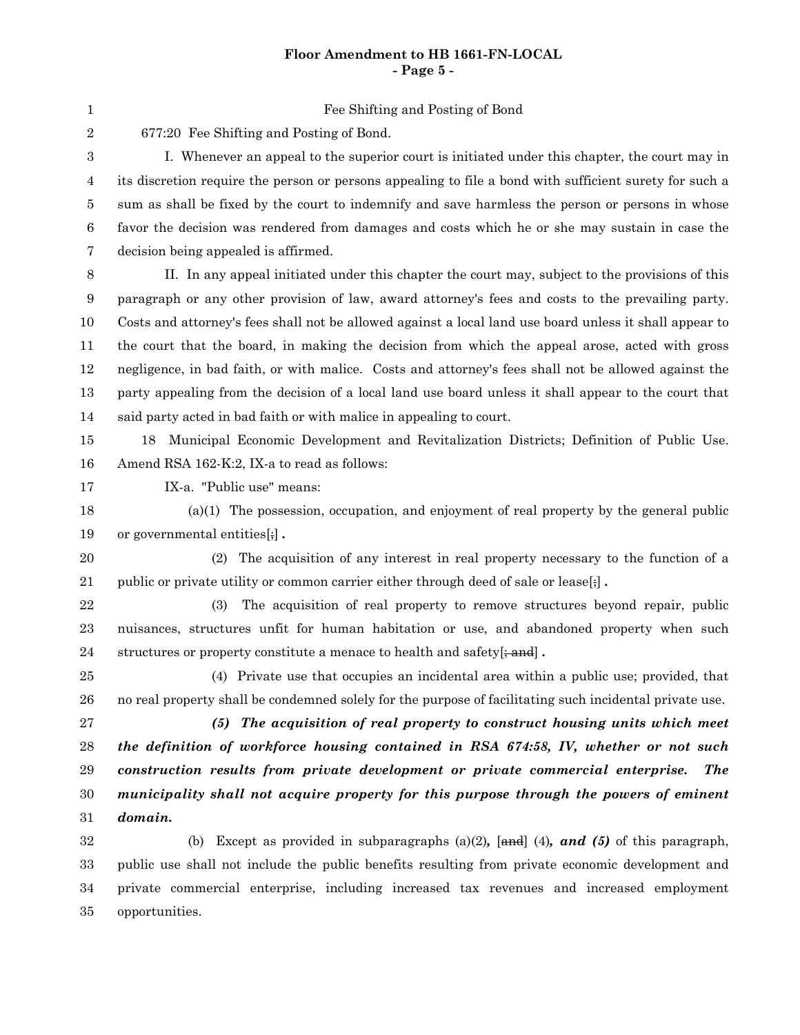Fee Shifting and Posting of Bond

677:20 Fee Shifting and Posting of Bond.

I. Whenever an appeal to the superior court is initiated under this chapter, the court may in its discretion require the person or persons appealing to file a bond with sufficient surety for such a sum as shall be fixed by the court to indemnify and save harmless the person or persons in whose favor the decision was rendered from damages and costs which he or she may sustain in case the decision being appealed is affirmed.

II. In any appeal initiated under this chapter the court may, subject to the provisions of this paragraph or any other provision of law, award attorney's fees and costs to the prevailing party. Costs and attorney's fees shall not be allowed against a local land use board unless it shall appear to the court that the board, in making the decision from which the appeal arose, acted with gross negligence, in bad faith, or with malice. Costs and attorney's fees shall not be allowed against the party appealing from the decision of a local land use board unless it shall appear to the court that said party acted in bad faith or with malice in appealing to court.

18 Municipal Economic Development and Revitalization Districts; Definition of Public Use. Amend RSA 162-K:2, IX-a to read as follows:

IX-a. "Public use" means:

(a)(1) The possession, occupation, and enjoyment of real property by the general public or governmental entities[~~;~~] **.**

(2) The acquisition of any interest in real property necessary to the function of a public or private utility or common carrier either through deed of sale or lease[~~;~~] **.**

(3) The acquisition of real property to remove structures beyond repair, public nuisances, structures unfit for human habitation or use, and abandoned property when such structures or property constitute a menace to health and safety[~~; and~~] **.**

(4) Private use that occupies an incidental area within a public use; provided, that no real property shall be condemned solely for the purpose of facilitating such incidental private use.

***(5) The acquisition of real property to construct housing units which meet the definition of workforce housing contained in RSA 674:58, IV, whether or not such construction results from private development or private commercial enterprise. The municipality shall not acquire property for this purpose through the powers of eminent domain.***

(b) Except as provided in subparagraphs (a)(2)***,*** [~~and~~] (4)***, and (5)*** of this paragraph, public use shall not include the public benefits resulting from private economic development and private commercial enterprise, including increased tax revenues and increased employment opportunities.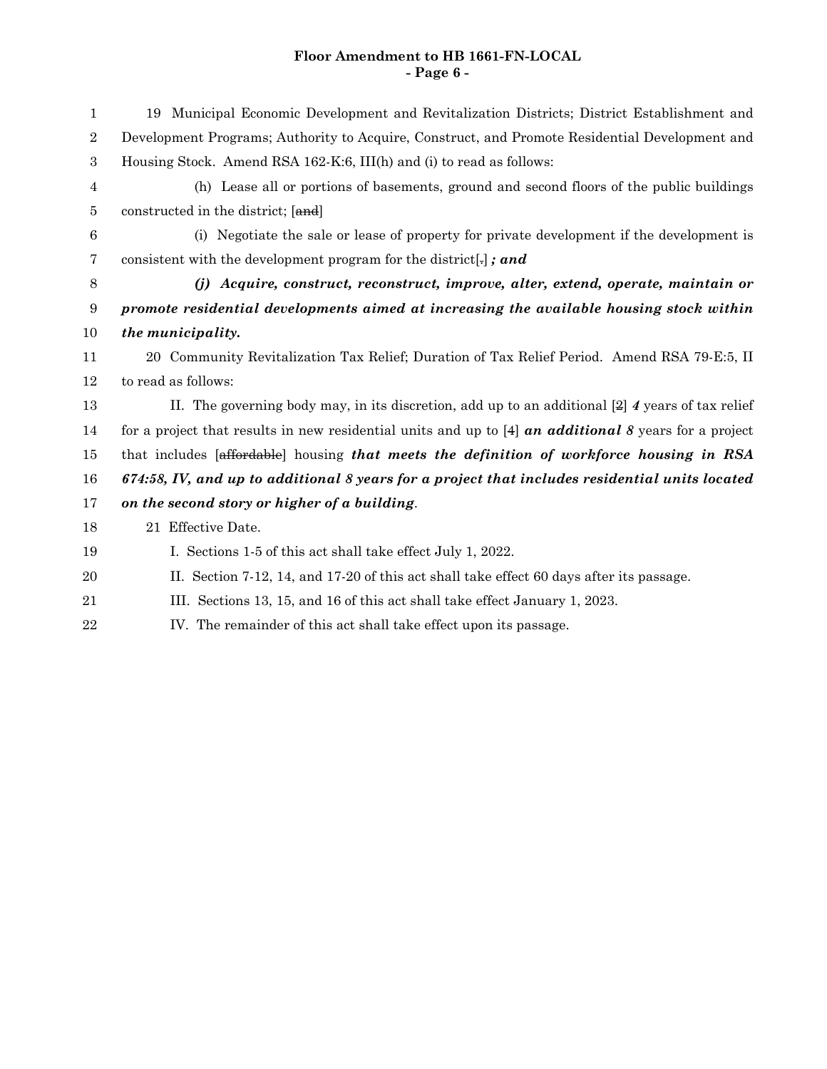19 Municipal Economic Development and Revitalization Districts; District Establishment and Development Programs; Authority to Acquire, Construct, and Promote Residential Development and Housing Stock. Amend RSA 162-K:6, III(h) and (i) to read as follows:

(h) Lease all or portions of basements, ground and second floors of the public buildings constructed in the district; [~~and~~]

(i) Negotiate the sale or lease of property for private development if the development is consistent with the development program for the district[~~.~~] ***; and***

***(j) Acquire, construct, reconstruct, improve, alter, extend, operate, maintain or promote residential developments aimed at increasing the available housing stock within the municipality.***

20 Community Revitalization Tax Relief; Duration of Tax Relief Period. Amend RSA 79-E:5, II to read as follows:

II. The governing body may, in its discretion, add up to an additional [~~2~~] ***4*** years of tax relief for a project that results in new residential units and up to [~~4~~] ***an additional 8*** years for a project that includes [~~affordable~~] housing ***that meets the definition of workforce housing in RSA 674:58, IV, and up to additional 8 years for a project that includes residential units located on the second story or higher of a building***.

21 Effective Date.

I. Sections 1-5 of this act shall take effect July 1, 2022.

II. Section 7-12, 14, and 17-20 of this act shall take effect 60 days after its passage.

III. Sections 13, 15, and 16 of this act shall take effect January 1, 2023.

IV. The remainder of this act shall take effect upon its passage.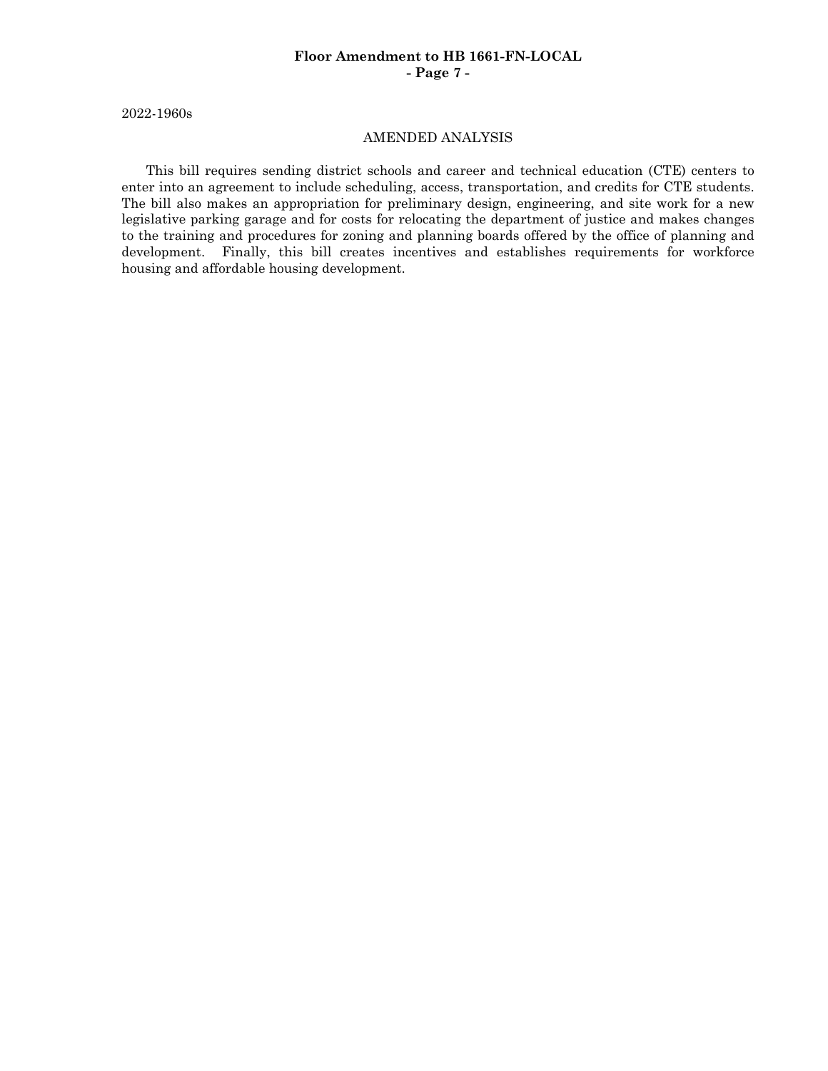2022-1960s

## AMENDED ANALYSIS

This bill requires sending district schools and career and technical education (CTE) centers to enter into an agreement to include scheduling, access, transportation, and credits for CTE students. The bill also makes an appropriation for preliminary design, engineering, and site work for a new legislative parking garage and for costs for relocating the department of justice and makes changes to the training and procedures for zoning and planning boards offered by the office of planning and development. Finally, this bill creates incentives and establishes requirements for workforce housing and affordable housing development.